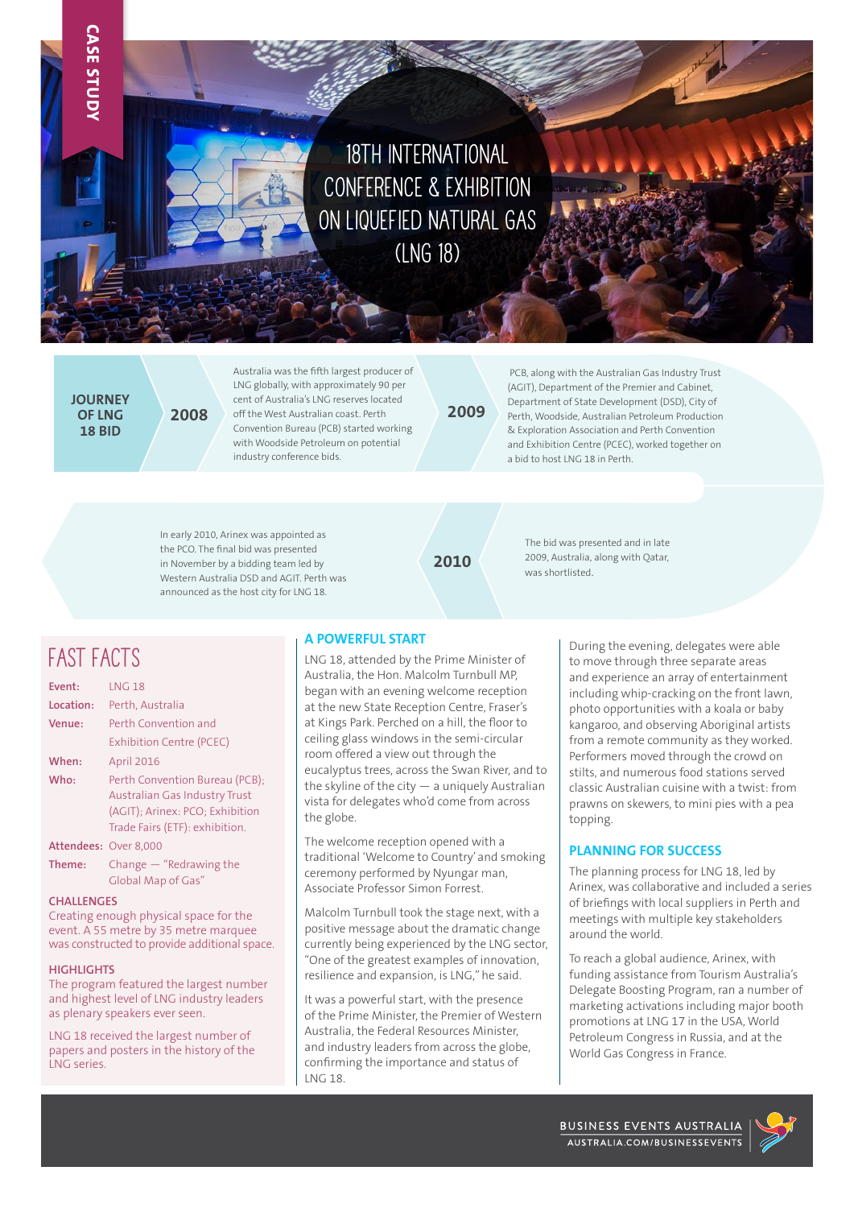CASE STUDY

# 18TH INTERNATIONAL CONFERENCE & EXHIBITION ON LIQUEFIED NATURAL GAS (LNG 18)

## JOURNEY OF LNG 18 BID

**2008**

Australia was the fifth largest producer of LNG globally, with approximately 90 per cent of Australia's LNG reserves located off the West Australian coast. Perth Convention Bureau (PCB) started working with Woodside Petroleum on potential industry conference bids.

**2009**

PCB, along with the Australian Gas Industry Trust (AGIT), Department of the Premier and Cabinet, Department of State Development (DSD), City of Perth, Woodside, Australian Petroleum Production & Exploration Association and Perth Convention and Exhibition Centre (PCEC), worked together on a bid to host LNG 18 in Perth.

The bid was presented and in late 2009, Australia, along with Qatar, was shortlisted.

**2010**

In early 2010, Arinex was appointed as the PCO. The final bid was presented in November by a bidding team led by Western Australia DSD and AGIT. Perth was announced as the host city for LNG 18.

## FAST FACTS

| | |
|---|---|
| **Event:** | LNG 18 |
| **Location:** | Perth, Australia |
| **Venue:** | Perth Convention and Exhibition Centre (PCEC) |
| **When:** | April 2016 |
| **Who:** | Perth Convention Bureau (PCB); Australian Gas Industry Trust (AGIT); Arinex: PCO; Exhibition Trade Fairs (ETF): exhibition. |
| **Attendees:** | Over 8,000 |
| **Theme:** | Change — "Redrawing the Global Map of Gas" |

### CHALLENGES

Creating enough physical space for the event. A 55 metre by 35 metre marquee was constructed to provide additional space.

### HIGHLIGHTS

The program featured the largest number and highest level of LNG industry leaders as plenary speakers ever seen.

LNG 18 received the largest number of papers and posters in the history of the LNG series.

## A POWERFUL START

LNG 18, attended by the Prime Minister of Australia, the Hon. Malcolm Turnbull MP, began with an evening welcome reception at the new State Reception Centre, Fraser's at Kings Park. Perched on a hill, the floor to ceiling glass windows in the semi-circular room offered a view out through the eucalyptus trees, across the Swan River, and to the skyline of the city — a uniquely Australian vista for delegates who'd come from across the globe.

The welcome reception opened with a traditional 'Welcome to Country' and smoking ceremony performed by Nyungar man, Associate Professor Simon Forrest.

Malcolm Turnbull took the stage next, with a positive message about the dramatic change currently being experienced by the LNG sector, "One of the greatest examples of innovation, resilience and expansion, is LNG," he said.

It was a powerful start, with the presence of the Prime Minister, the Premier of Western Australia, the Federal Resources Minister, and industry leaders from across the globe, confirming the importance and status of LNG 18.

During the evening, delegates were able to move through three separate areas and experience an array of entertainment including whip-cracking on the front lawn, photo opportunities with a koala or baby kangaroo, and observing Aboriginal artists from a remote community as they worked. Performers moved through the crowd on stilts, and numerous food stations served classic Australian cuisine with a twist: from prawns on skewers, to mini pies with a pea topping.

## PLANNING FOR SUCCESS

The planning process for LNG 18, led by Arinex, was collaborative and included a series of briefings with local suppliers in Perth and meetings with multiple key stakeholders around the world.

To reach a global audience, Arinex, with funding assistance from Tourism Australia's Delegate Boosting Program, ran a number of marketing activations including major booth promotions at LNG 17 in the USA, World Petroleum Congress in Russia, and at the World Gas Congress in France.

BUSINESS EVENTS AUSTRALIA
AUSTRALIA.COM/BUSINESSEVENTS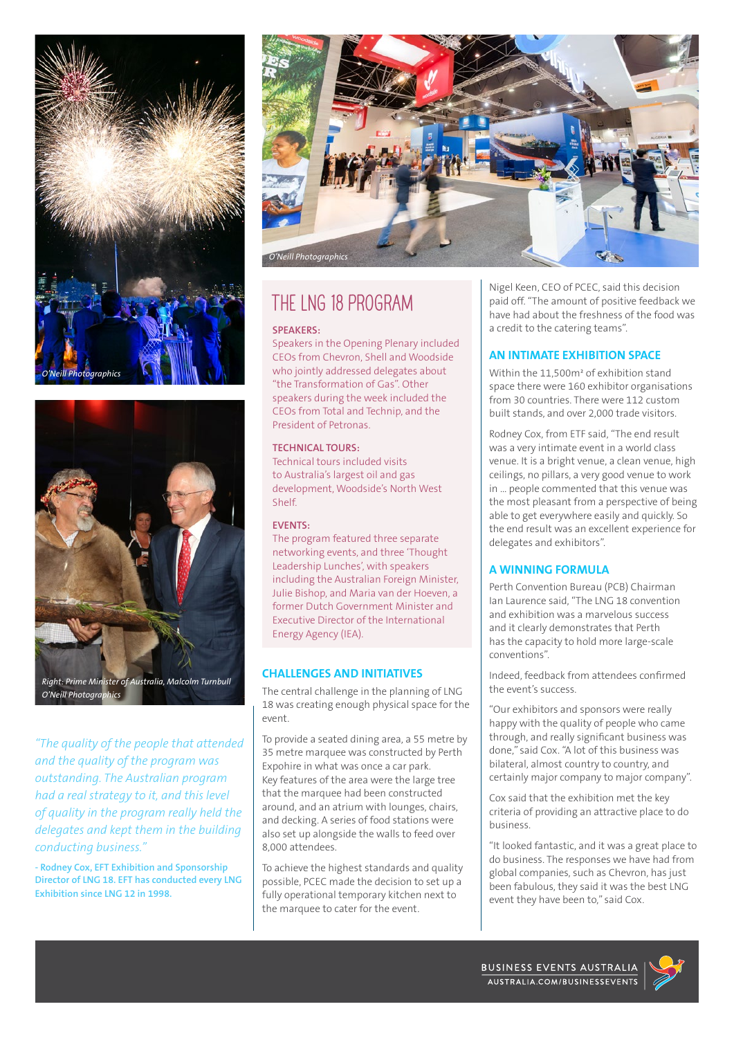O'Neill Photographics

Right: Prime Minister of Australia, Malcolm Turnbull
O'Neill Photographics

*"The quality of the people that attended and the quality of the program was outstanding. The Australian program had a real strategy to it, and this level of quality in the program really held the delegates and kept them in the building conducting business."*

**- Rodney Cox, EFT Exhibition and Sponsorship Director of LNG 18. EFT has conducted every LNG Exhibition since LNG 12 in 1998.**

O'Neill Photographics

## THE LNG 18 PROGRAM

**SPEAKERS:**
Speakers in the Opening Plenary included CEOs from Chevron, Shell and Woodside who jointly addressed delegates about "the Transformation of Gas". Other speakers during the week included the CEOs from Total and Technip, and the President of Petronas.

**TECHNICAL TOURS:**
Technical tours included visits to Australia's largest oil and gas development, Woodside's North West Shelf.

**EVENTS:**
The program featured three separate networking events, and three 'Thought Leadership Lunches', with speakers including the Australian Foreign Minister, Julie Bishop, and Maria van der Hoeven, a former Dutch Government Minister and Executive Director of the International Energy Agency (IEA).

### CHALLENGES AND INITIATIVES

The central challenge in the planning of LNG 18 was creating enough physical space for the event.

To provide a seated dining area, a 55 metre by 35 metre marquee was constructed by Perth Expohire in what was once a car park. Key features of the area were the large tree that the marquee had been constructed around, and an atrium with lounges, chairs, and decking. A series of food stations were also set up alongside the walls to feed over 8,000 attendees.

To achieve the highest standards and quality possible, PCEC made the decision to set up a fully operational temporary kitchen next to the marquee to cater for the event.

Nigel Keen, CEO of PCEC, said this decision paid off. "The amount of positive feedback we have had about the freshness of the food was a credit to the catering teams".

### AN INTIMATE EXHIBITION SPACE

Within the 11,500m² of exhibition stand space there were 160 exhibitor organisations from 30 countries. There were 112 custom built stands, and over 2,000 trade visitors.

Rodney Cox, from ETF said, "The end result was a very intimate event in a world class venue. It is a bright venue, a clean venue, high ceilings, no pillars, a very good venue to work in … people commented that this venue was the most pleasant from a perspective of being able to get everywhere easily and quickly. So the end result was an excellent experience for delegates and exhibitors".

### A WINNING FORMULA

Perth Convention Bureau (PCB) Chairman Ian Laurence said, "The LNG 18 convention and exhibition was a marvelous success and it clearly demonstrates that Perth has the capacity to hold more large-scale conventions".

Indeed, feedback from attendees confirmed the event's success.

"Our exhibitors and sponsors were really happy with the quality of people who came through, and really significant business was done," said Cox. "A lot of this business was bilateral, almost country to country, and certainly major company to major company".

Cox said that the exhibition met the key criteria of providing an attractive place to do business.

"It looked fantastic, and it was a great place to do business. The responses we have had from global companies, such as Chevron, has just been fabulous, they said it was the best LNG event they have been to," said Cox.

BUSINESS EVENTS AUSTRALIA
AUSTRALIA.COM/BUSINESSEVENTS